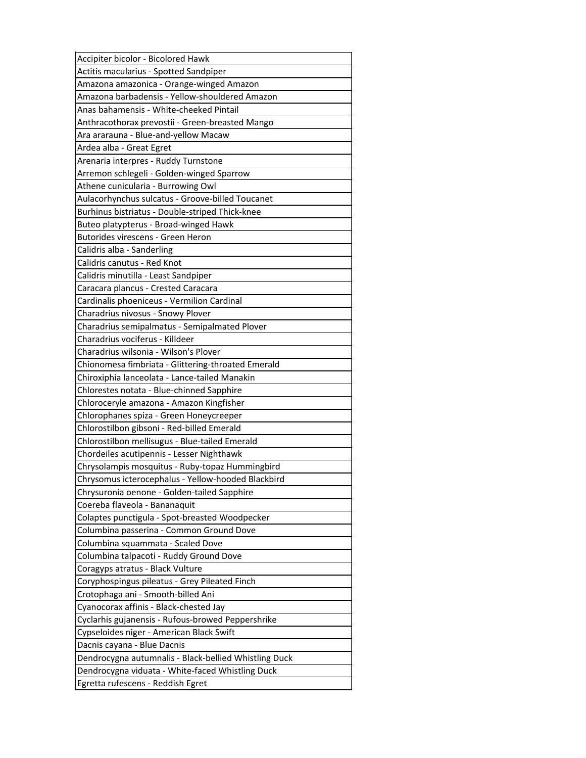| Accipiter bicolor - Bicolored Hawk |
| --- |
| Actitis macularius - Spotted Sandpiper |
| Amazona amazonica - Orange-winged Amazon |
| Amazona barbadensis - Yellow-shouldered Amazon |
| Anas bahamensis - White-cheeked Pintail |
| Anthracothorax prevostii - Green-breasted Mango |
| Ara ararauna - Blue-and-yellow Macaw |
| Ardea alba - Great Egret |
| Arenaria interpres - Ruddy Turnstone |
| Arremon schlegeli - Golden-winged Sparrow |
| Athene cunicularia - Burrowing Owl |
| Aulacorhynchus sulcatus - Groove-billed Toucanet |
| Burhinus bistriatus - Double-striped Thick-knee |
| Buteo platypterus - Broad-winged Hawk |
| Butorides virescens - Green Heron |
| Calidris alba - Sanderling |
| Calidris canutus - Red Knot |
| Calidris minutilla - Least Sandpiper |
| Caracara plancus - Crested Caracara |
| Cardinalis phoeniceus - Vermilion Cardinal |
| Charadrius nivosus - Snowy Plover |
| Charadrius semipalmatus - Semipalmated Plover |
| Charadrius vociferus - Killdeer |
| Charadrius wilsonia - Wilson's Plover |
| Chionomesa fimbriata - Glittering-throated Emerald |
| Chiroxiphia lanceolata - Lance-tailed Manakin |
| Chlorestes notata - Blue-chinned Sapphire |
| Chloroceryle amazona - Amazon Kingfisher |
| Chlorophanes spiza - Green Honeycreeper |
| Chlorostilbon gibsoni - Red-billed Emerald |
| Chlorostilbon mellisugus - Blue-tailed Emerald |
| Chordeiles acutipennis - Lesser Nighthawk |
| Chrysolampis mosquitus - Ruby-topaz Hummingbird |
| Chrysomus icterocephalus - Yellow-hooded Blackbird |
| Chrysuronia oenone - Golden-tailed Sapphire |
| Coereba flaveola - Bananaquit |
| Colaptes punctigula - Spot-breasted Woodpecker |
| Columbina passerina - Common Ground Dove |
| Columbina squammata - Scaled Dove |
| Columbina talpacoti - Ruddy Ground Dove |
| Coragyps atratus - Black Vulture |
| Coryphospingus pileatus - Grey Pileated Finch |
| Crotophaga ani - Smooth-billed Ani |
| Cyanocorax affinis - Black-chested Jay |
| Cyclarhis gujanensis - Rufous-browed Peppershrike |
| Cypseloides niger - American Black Swift |
| Dacnis cayana - Blue Dacnis |
| Dendrocygna autumnalis - Black-bellied Whistling Duck |
| Dendrocygna viduata - White-faced Whistling Duck |
| Egretta rufescens - Reddish Egret |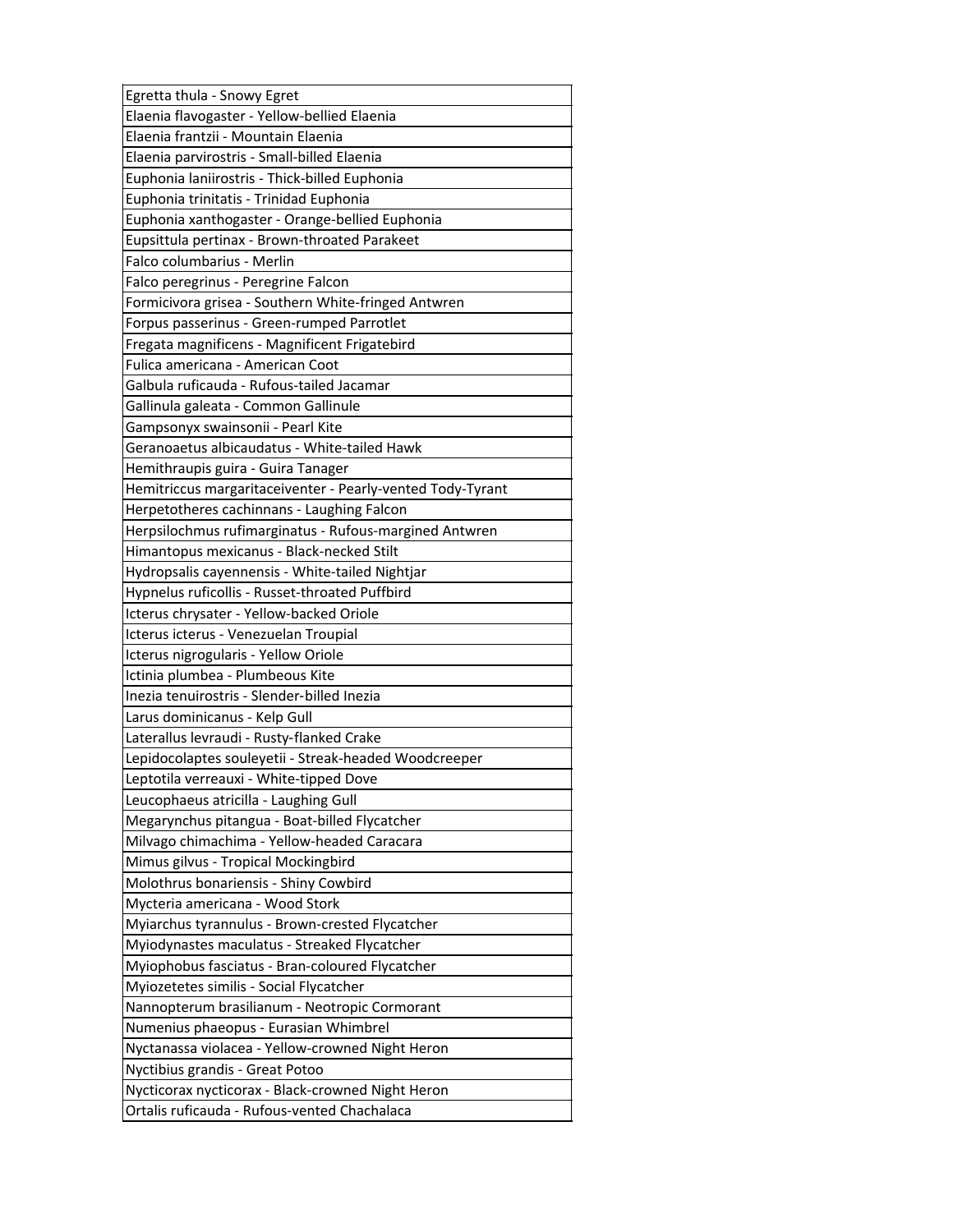| Egretta thula - Snowy Egret |
| --- |
| Elaenia flavogaster - Yellow-bellied Elaenia |
| Elaenia frantzii - Mountain Elaenia |
| Elaenia parvirostris - Small-billed Elaenia |
| Euphonia laniirostris - Thick-billed Euphonia |
| Euphonia trinitatis - Trinidad Euphonia |
| Euphonia xanthogaster - Orange-bellied Euphonia |
| Eupsittula pertinax - Brown-throated Parakeet |
| Falco columbarius - Merlin |
| Falco peregrinus - Peregrine Falcon |
| Formicivora grisea - Southern White-fringed Antwren |
| Forpus passerinus - Green-rumped Parrotlet |
| Fregata magnificens - Magnificent Frigatebird |
| Fulica americana - American Coot |
| Galbula ruficauda - Rufous-tailed Jacamar |
| Gallinula galeata - Common Gallinule |
| Gampsonyx swainsonii - Pearl Kite |
| Geranoaetus albicaudatus - White-tailed Hawk |
| Hemithraupis guira - Guira Tanager |
| Hemitriccus margaritaceiventer - Pearly-vented Tody-Tyrant |
| Herpetotheres cachinnans - Laughing Falcon |
| Herpsilochmus rufimarginatus - Rufous-margined Antwren |
| Himantopus mexicanus - Black-necked Stilt |
| Hydropsalis cayennensis - White-tailed Nightjar |
| Hypnelus ruficollis - Russet-throated Puffbird |
| Icterus chrysater - Yellow-backed Oriole |
| Icterus icterus - Venezuelan Troupial |
| Icterus nigrogularis - Yellow Oriole |
| Ictinia plumbea - Plumbeous Kite |
| Inezia tenuirostris - Slender-billed Inezia |
| Larus dominicanus - Kelp Gull |
| Laterallus levraudi - Rusty-flanked Crake |
| Lepidocolaptes souleyetii - Streak-headed Woodcreeper |
| Leptotila verreauxi - White-tipped Dove |
| Leucophaeus atricilla - Laughing Gull |
| Megarynchus pitangua - Boat-billed Flycatcher |
| Milvago chimachima - Yellow-headed Caracara |
| Mimus gilvus - Tropical Mockingbird |
| Molothrus bonariensis - Shiny Cowbird |
| Mycteria americana - Wood Stork |
| Myiarchus tyrannulus - Brown-crested Flycatcher |
| Myiodynastes maculatus - Streaked Flycatcher |
| Myiophobus fasciatus - Bran-coloured Flycatcher |
| Myiozetetes similis - Social Flycatcher |
| Nannopterum brasilianum - Neotropic Cormorant |
| Numenius phaeopus - Eurasian Whimbrel |
| Nyctanassa violacea - Yellow-crowned Night Heron |
| Nyctibius grandis - Great Potoo |
| Nycticorax nycticorax - Black-crowned Night Heron |
| Ortalis ruficauda - Rufous-vented Chachalaca |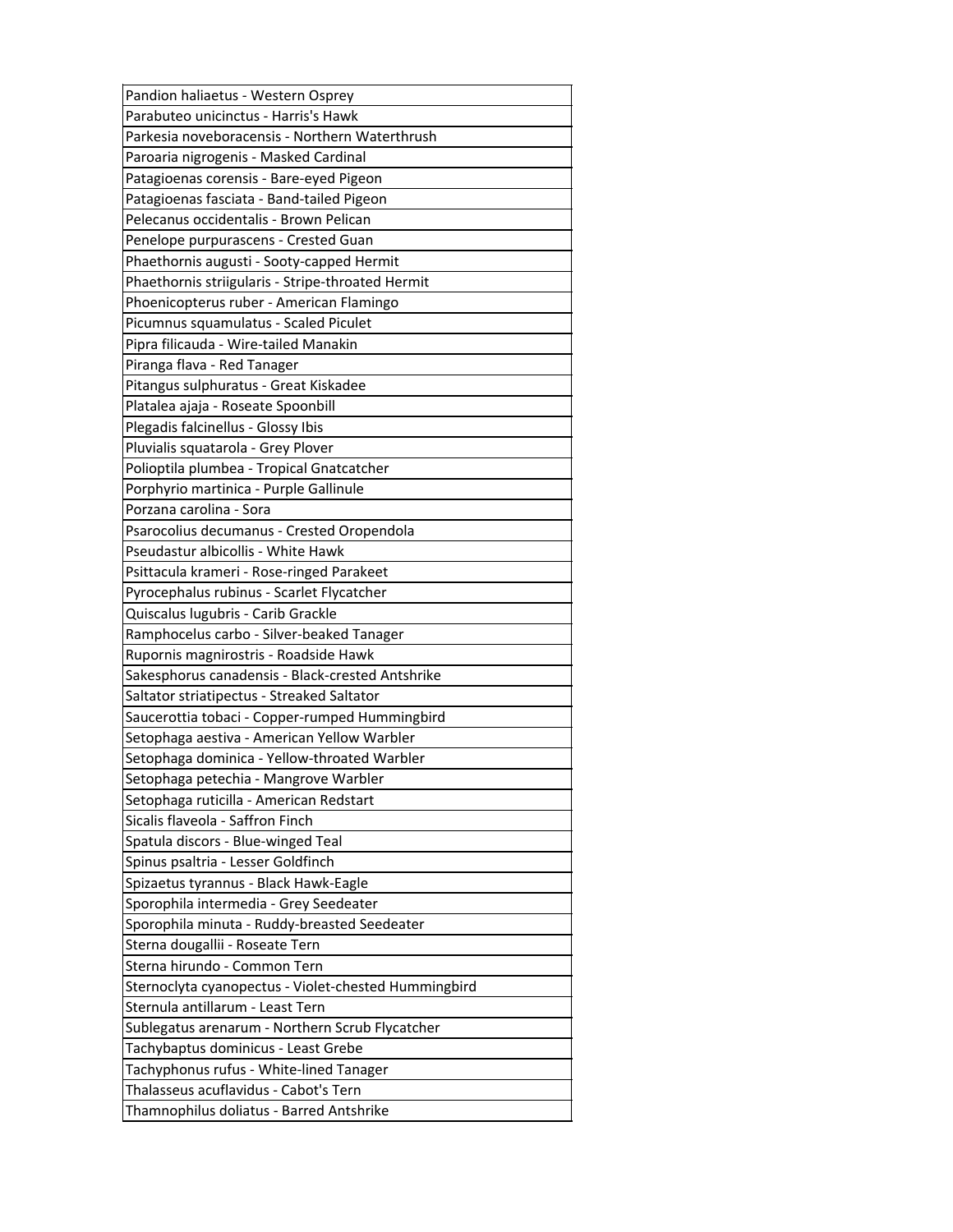| Pandion haliaetus - Western Osprey |
|---|
| Parabuteo unicinctus - Harris's Hawk |
| Parkesia noveboracensis - Northern Waterthrush |
| Paroaria nigrogenis - Masked Cardinal |
| Patagioenas corensis - Bare-eyed Pigeon |
| Patagioenas fasciata - Band-tailed Pigeon |
| Pelecanus occidentalis - Brown Pelican |
| Penelope purpurascens - Crested Guan |
| Phaethornis augusti - Sooty-capped Hermit |
| Phaethornis striigularis - Stripe-throated Hermit |
| Phoenicopterus ruber - American Flamingo |
| Picumnus squamulatus - Scaled Piculet |
| Pipra filicauda - Wire-tailed Manakin |
| Piranga flava - Red Tanager |
| Pitangus sulphuratus - Great Kiskadee |
| Platalea ajaja - Roseate Spoonbill |
| Plegadis falcinellus - Glossy Ibis |
| Pluvialis squatarola - Grey Plover |
| Polioptila plumbea - Tropical Gnatcatcher |
| Porphyrio martinica - Purple Gallinule |
| Porzana carolina - Sora |
| Psarocolius decumanus - Crested Oropendola |
| Pseudastur albicollis - White Hawk |
| Psittacula krameri - Rose-ringed Parakeet |
| Pyrocephalus rubinus - Scarlet Flycatcher |
| Quiscalus lugubris - Carib Grackle |
| Ramphocelus carbo - Silver-beaked Tanager |
| Rupornis magnirostris - Roadside Hawk |
| Sakesphorus canadensis - Black-crested Antshrike |
| Saltator striatipectus - Streaked Saltator |
| Saucerottia tobaci - Copper-rumped Hummingbird |
| Setophaga aestiva - American Yellow Warbler |
| Setophaga dominica - Yellow-throated Warbler |
| Setophaga petechia - Mangrove Warbler |
| Setophaga ruticilla - American Redstart |
| Sicalis flaveola - Saffron Finch |
| Spatula discors - Blue-winged Teal |
| Spinus psaltria - Lesser Goldfinch |
| Spizaetus tyrannus - Black Hawk-Eagle |
| Sporophila intermedia - Grey Seedeater |
| Sporophila minuta - Ruddy-breasted Seedeater |
| Sterna dougallii - Roseate Tern |
| Sterna hirundo - Common Tern |
| Sternoclyta cyanopectus - Violet-chested Hummingbird |
| Sternula antillarum - Least Tern |
| Sublegatus arenarum - Northern Scrub Flycatcher |
| Tachybaptus dominicus - Least Grebe |
| Tachyphonus rufus - White-lined Tanager |
| Thalasseus acuflavidus - Cabot's Tern |
| Thamnophilus doliatus - Barred Antshrike |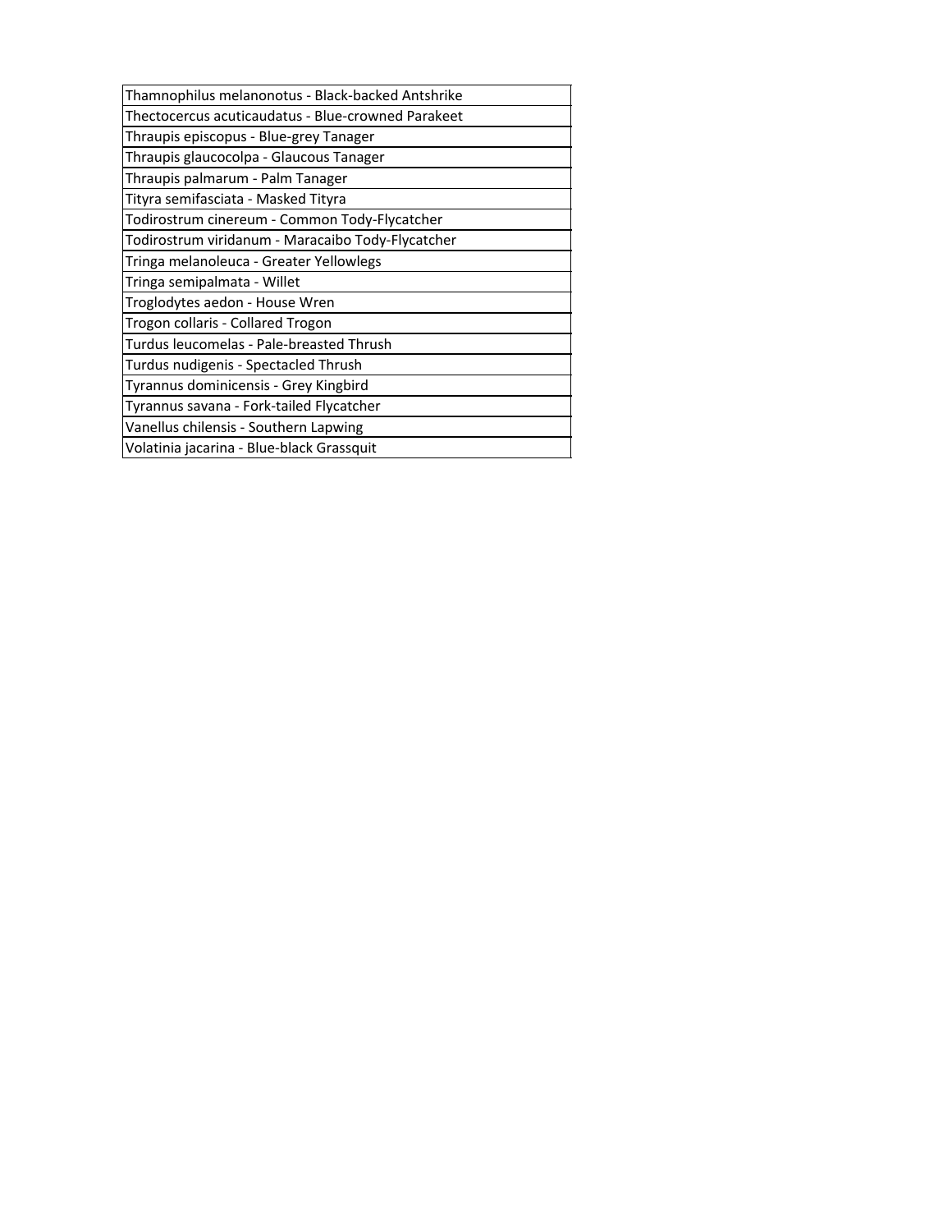| |
|---|
| Thamnophilus melanonotus - Black-backed Antshrike |
| Thectocercus acuticaudatus - Blue-crowned Parakeet |
| Thraupis episcopus - Blue-grey Tanager |
| Thraupis glaucocolpa - Glaucous Tanager |
| Thraupis palmarum - Palm Tanager |
| Tityra semifasciata - Masked Tityra |
| Todirostrum cinereum - Common Tody-Flycatcher |
| Todirostrum viridanum - Maracaibo Tody-Flycatcher |
| Tringa melanoleuca - Greater Yellowlegs |
| Tringa semipalmata - Willet |
| Troglodytes aedon - House Wren |
| Trogon collaris - Collared Trogon |
| Turdus leucomelas - Pale-breasted Thrush |
| Turdus nudigenis - Spectacled Thrush |
| Tyrannus dominicensis - Grey Kingbird |
| Tyrannus savana - Fork-tailed Flycatcher |
| Vanellus chilensis - Southern Lapwing |
| Volatinia jacarina - Blue-black Grassquit |